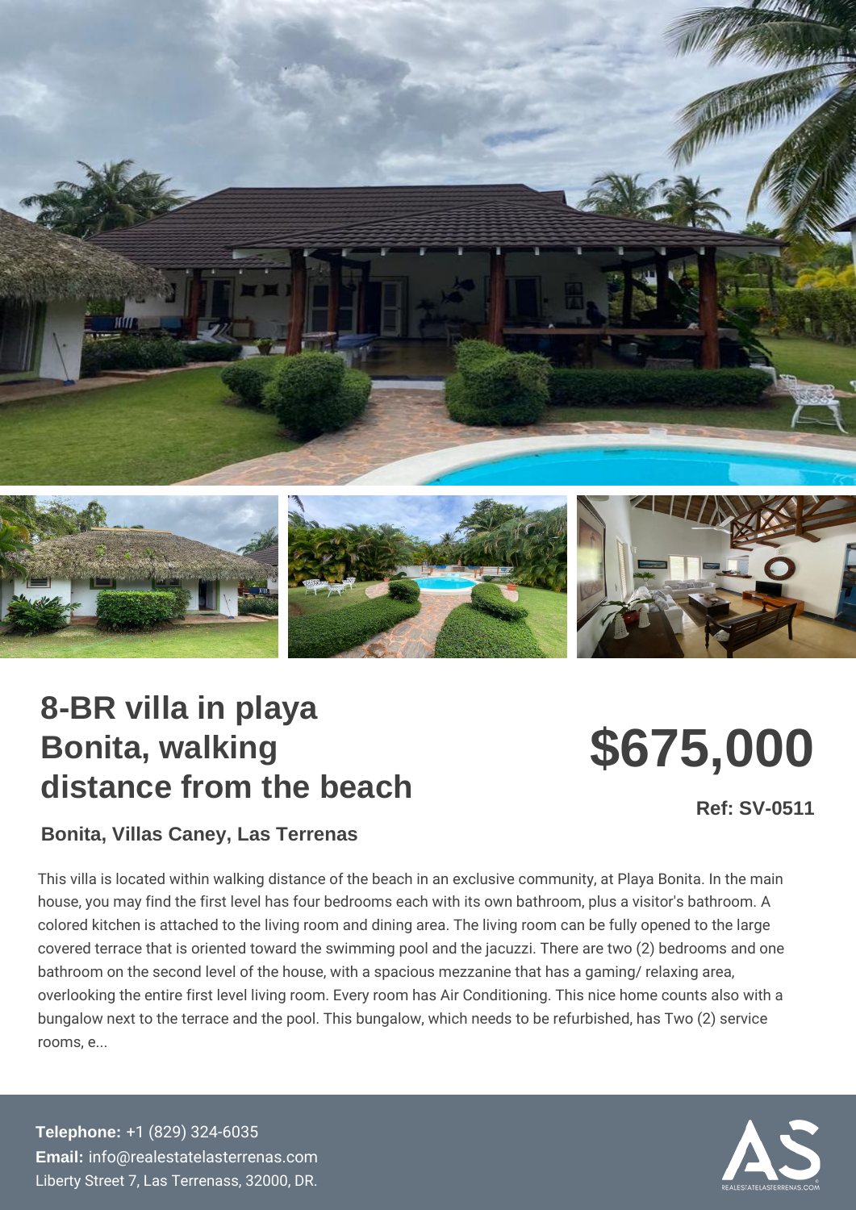# 8-BR villa in playa Bonita, walking distance from the beach

## $675,000

**Ref: SV-0511**

### Bonita, Villas Caney, Las Terrenas

This villa is located within walking distance of the beach in an exclusive community, at Playa Bonita. In the main house, you may find the first level has four bedrooms each with its own bathroom, plus a visitor's bathroom. A colored kitchen is attached to the living room and dining area. The living room can be fully opened to the large covered terrace that is oriented toward the swimming pool and the jacuzzi. There are two (2) bedrooms and one bathroom on the second level of the house, with a spacious mezzanine that has a gaming/ relaxing area, overlooking the entire first level living room. Every room has Air Conditioning. This nice home counts also with a bungalow next to the terrace and the pool. This bungalow, which needs to be refurbished, has Two (2) service rooms, e...

**Telephone:** +1 (829) 324-6035
**Email:** info@realestatelasterrenas.com
Liberty Street 7, Las Terrenass, 32000, DR.

REALESTATELASTERRENAS.COM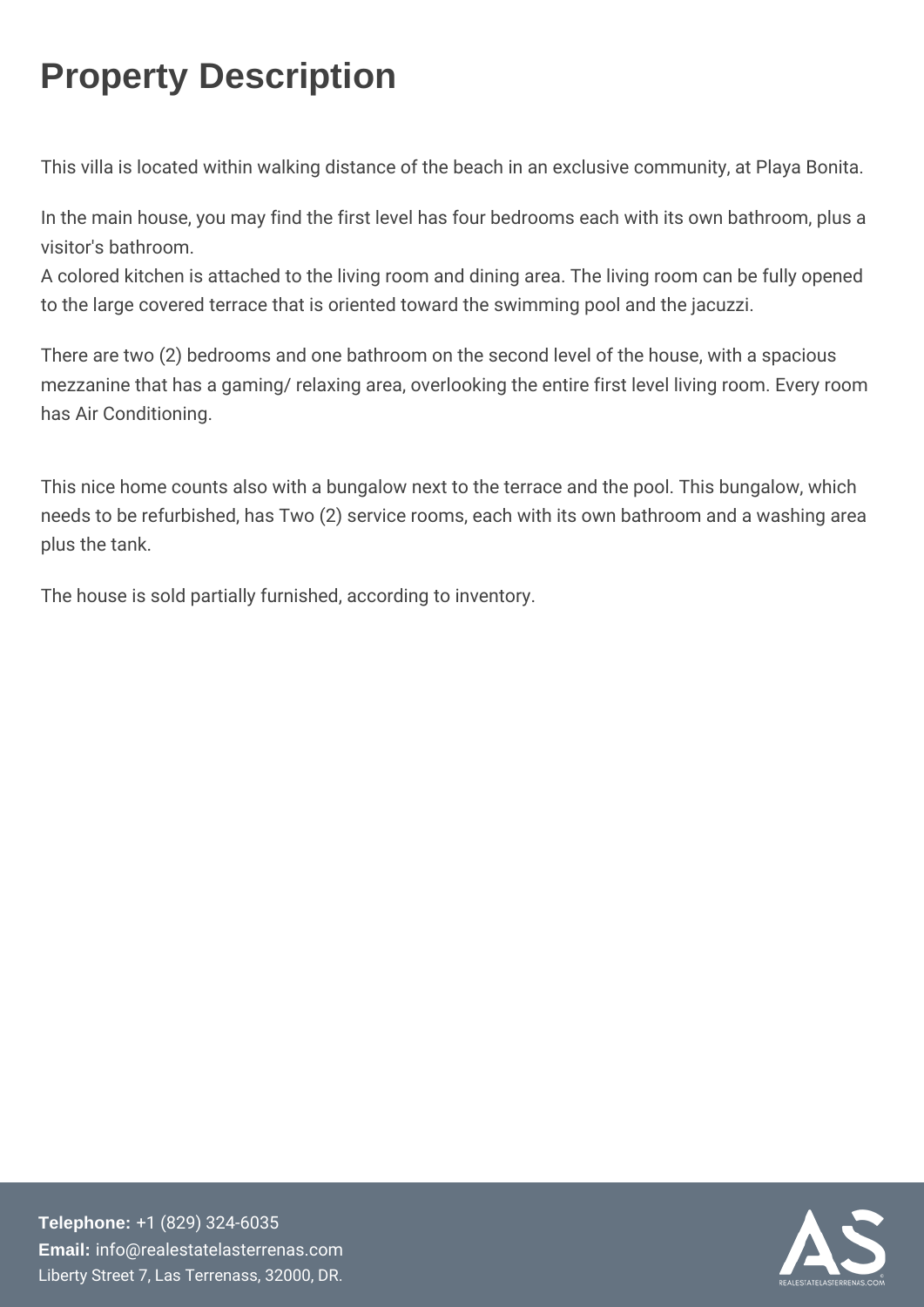# Property Description

This villa is located within walking distance of the beach in an exclusive community, at Playa Bonita.

In the main house, you may find the first level has four bedrooms each with its own bathroom, plus a visitor's bathroom.
A colored kitchen is attached to the living room and dining area. The living room can be fully opened to the large covered terrace that is oriented toward the swimming pool and the jacuzzi.

There are two (2) bedrooms and one bathroom on the second level of the house, with a spacious mezzanine that has a gaming/ relaxing area, overlooking the entire first level living room. Every room has Air Conditioning.

This nice home counts also with a bungalow next to the terrace and the pool. This bungalow, which needs to be refurbished, has Two (2) service rooms, each with its own bathroom and a washing area plus the tank.

The house is sold partially furnished, according to inventory.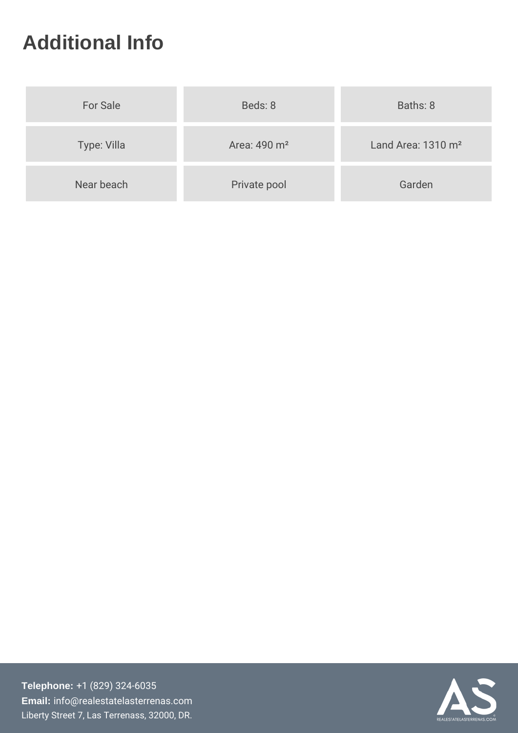# Additional Info

| | | |
|---|---|---|
| For Sale | Beds: 8 | Baths: 8 |
| Type: Villa | Area: 490 m² | Land Area: 1310 m² |
| Near beach | Private pool | Garden |

**Telephone:** +1 (829) 324-6035
**Email:** info@realestatelasterrenas.com
Liberty Street 7, Las Terrenass, 32000, DR.